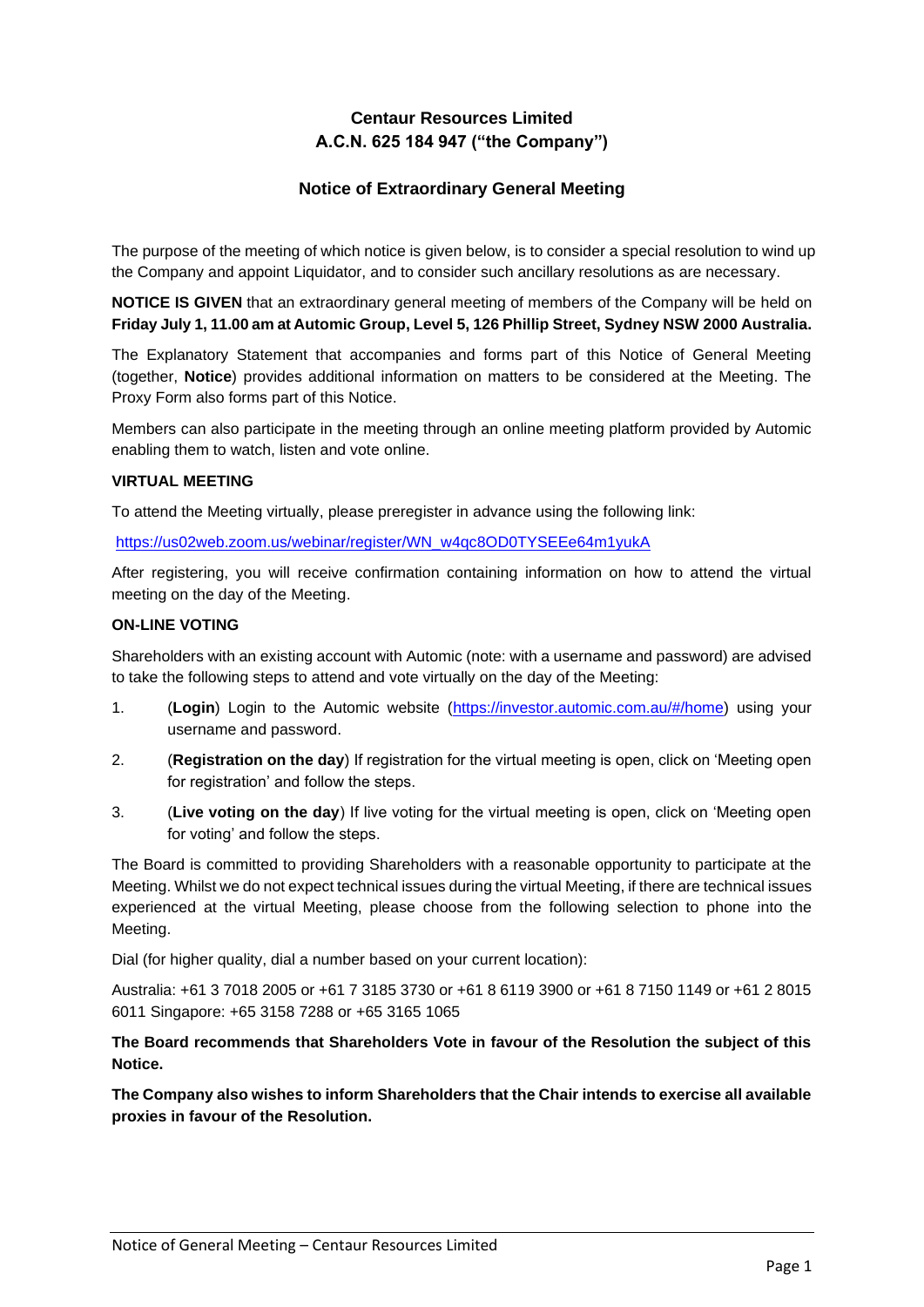# Centaur Resources Limited
# A.C.N. 625 184 947 ("the Company")

## Notice of Extraordinary General Meeting

The purpose of the meeting of which notice is given below, is to consider a special resolution to wind up the Company and appoint Liquidator, and to consider such ancillary resolutions as are necessary.

**NOTICE IS GIVEN** that an extraordinary general meeting of members of the Company will be held on **Friday July 1, 11.00 am at Automic Group, Level 5, 126 Phillip Street, Sydney NSW 2000 Australia.**

The Explanatory Statement that accompanies and forms part of this Notice of General Meeting (together, **Notice**) provides additional information on matters to be considered at the Meeting. The Proxy Form also forms part of this Notice.

Members can also participate in the meeting through an online meeting platform provided by Automic enabling them to watch, listen and vote online.

**VIRTUAL MEETING**

To attend the Meeting virtually, please preregister in advance using the following link:

https://us02web.zoom.us/webinar/register/WN_w4qc8OD0TYSEEe64m1yukA

After registering, you will receive confirmation containing information on how to attend the virtual meeting on the day of the Meeting.

**ON-LINE VOTING**

Shareholders with an existing account with Automic (note: with a username and password) are advised to take the following steps to attend and vote virtually on the day of the Meeting:

1. (**Login**) Login to the Automic website (https://investor.automic.com.au/#/home) using your username and password.
2. (**Registration on the day**) If registration for the virtual meeting is open, click on 'Meeting open for registration' and follow the steps.
3. (**Live voting on the day**) If live voting for the virtual meeting is open, click on 'Meeting open for voting' and follow the steps.

The Board is committed to providing Shareholders with a reasonable opportunity to participate at the Meeting. Whilst we do not expect technical issues during the virtual Meeting, if there are technical issues experienced at the virtual Meeting, please choose from the following selection to phone into the Meeting.

Dial (for higher quality, dial a number based on your current location):

Australia: +61 3 7018 2005 or +61 7 3185 3730 or +61 8 6119 3900 or +61 8 7150 1149 or +61 2 8015 6011 Singapore: +65 3158 7288 or +65 3165 1065

**The Board recommends that Shareholders Vote in favour of the Resolution the subject of this Notice.**

**The Company also wishes to inform Shareholders that the Chair intends to exercise all available proxies in favour of the Resolution.**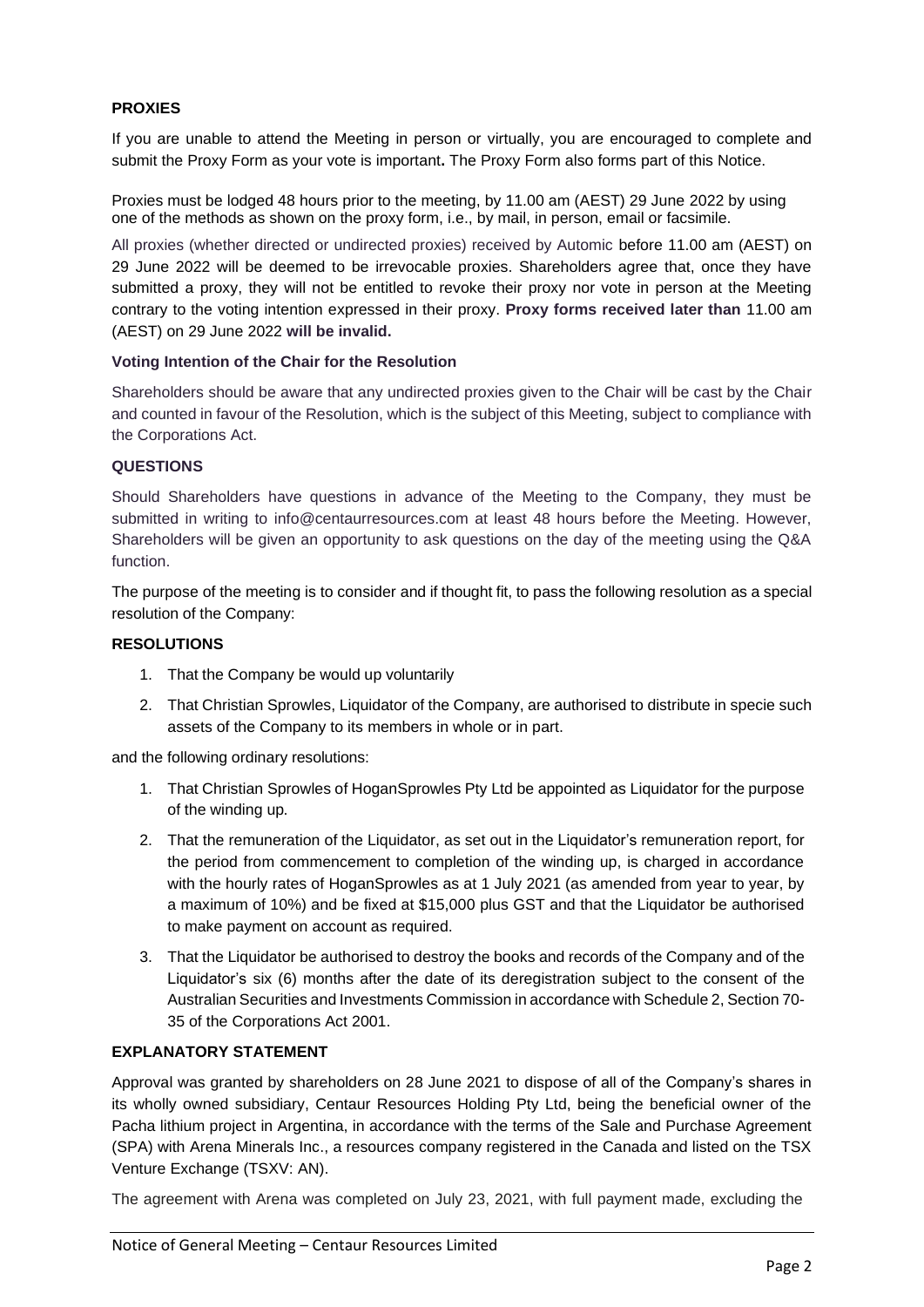**PROXIES**

If you are unable to attend the Meeting in person or virtually, you are encouraged to complete and submit the Proxy Form as your vote is important**.** The Proxy Form also forms part of this Notice.

Proxies must be lodged 48 hours prior to the meeting, by 11.00 am (AEST) 29 June 2022 by using one of the methods as shown on the proxy form, i.e., by mail, in person, email or facsimile.

All proxies (whether directed or undirected proxies) received by Automic before 11.00 am (AEST) on 29 June 2022 will be deemed to be irrevocable proxies. Shareholders agree that, once they have submitted a proxy, they will not be entitled to revoke their proxy nor vote in person at the Meeting contrary to the voting intention expressed in their proxy. **Proxy forms received later than** 11.00 am (AEST) on 29 June 2022 **will be invalid.**

**Voting Intention of the Chair for the Resolution**

Shareholders should be aware that any undirected proxies given to the Chair will be cast by the Chair and counted in favour of the Resolution, which is the subject of this Meeting, subject to compliance with the Corporations Act.

**QUESTIONS**

Should Shareholders have questions in advance of the Meeting to the Company, they must be submitted in writing to info@centaurresources.com at least 48 hours before the Meeting. However, Shareholders will be given an opportunity to ask questions on the day of the meeting using the Q&A function.

The purpose of the meeting is to consider and if thought fit, to pass the following resolution as a special resolution of the Company:

**RESOLUTIONS**

1. That the Company be would up voluntarily
2. That Christian Sprowles, Liquidator of the Company, are authorised to distribute in specie such assets of the Company to its members in whole or in part.

and the following ordinary resolutions:

1. That Christian Sprowles of HoganSprowles Pty Ltd be appointed as Liquidator for the purpose of the winding up.
2. That the remuneration of the Liquidator, as set out in the Liquidator's remuneration report, for the period from commencement to completion of the winding up, is charged in accordance with the hourly rates of HoganSprowles as at 1 July 2021 (as amended from year to year, by a maximum of 10%) and be fixed at $15,000 plus GST and that the Liquidator be authorised to make payment on account as required.
3. That the Liquidator be authorised to destroy the books and records of the Company and of the Liquidator's six (6) months after the date of its deregistration subject to the consent of the Australian Securities and Investments Commission in accordance with Schedule 2, Section 70-35 of the Corporations Act 2001.

**EXPLANATORY STATEMENT**

Approval was granted by shareholders on 28 June 2021 to dispose of all of the Company's shares in its wholly owned subsidiary, Centaur Resources Holding Pty Ltd, being the beneficial owner of the Pacha lithium project in Argentina, in accordance with the terms of the Sale and Purchase Agreement (SPA) with Arena Minerals Inc., a resources company registered in the Canada and listed on the TSX Venture Exchange (TSXV: AN).

The agreement with Arena was completed on July 23, 2021, with full payment made, excluding the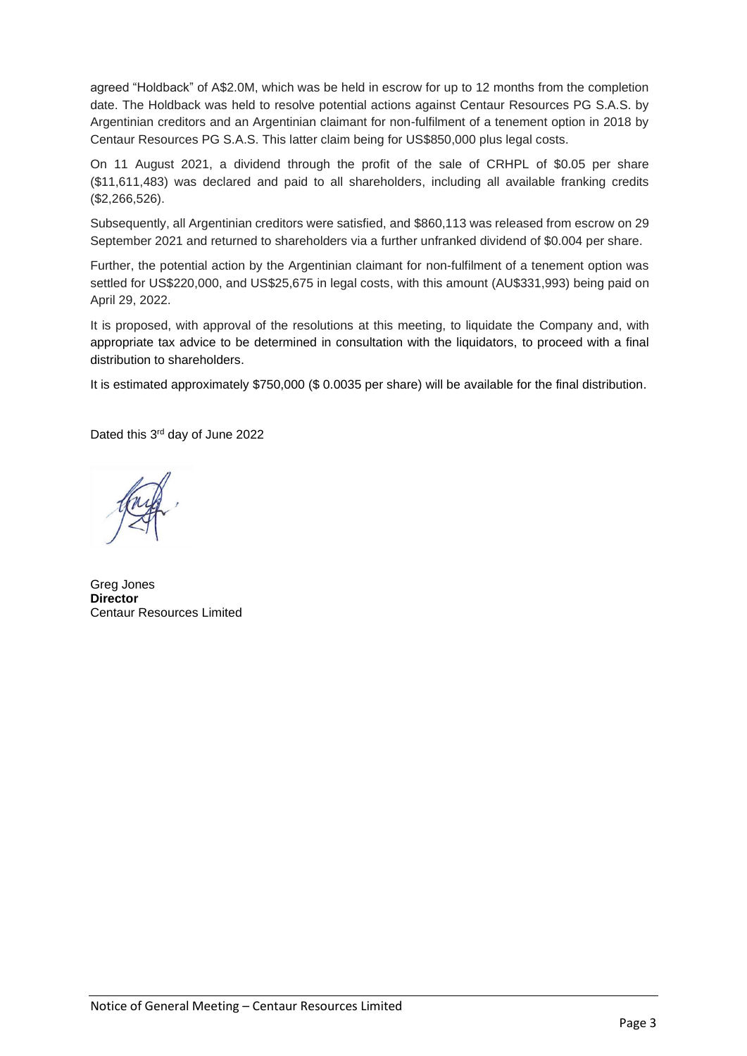agreed "Holdback" of A$2.0M, which was be held in escrow for up to 12 months from the completion date. The Holdback was held to resolve potential actions against Centaur Resources PG S.A.S. by Argentinian creditors and an Argentinian claimant for non-fulfilment of a tenement option in 2018 by Centaur Resources PG S.A.S. This latter claim being for US$850,000 plus legal costs.

On 11 August 2021, a dividend through the profit of the sale of CRHPL of $0.05 per share ($11,611,483) was declared and paid to all shareholders, including all available franking credits ($2,266,526).

Subsequently, all Argentinian creditors were satisfied, and $860,113 was released from escrow on 29 September 2021 and returned to shareholders via a further unfranked dividend of $0.004 per share.

Further, the potential action by the Argentinian claimant for non-fulfilment of a tenement option was settled for US$220,000, and US$25,675 in legal costs, with this amount (AU$331,993) being paid on April 29, 2022.

It is proposed, with approval of the resolutions at this meeting, to liquidate the Company and, with appropriate tax advice to be determined in consultation with the liquidators, to proceed with a final distribution to shareholders.

It is estimated approximately $750,000 ($ 0.0035 per share) will be available for the final distribution.

Dated this 3rd day of June 2022

Greg Jones
**Director**
Centaur Resources Limited